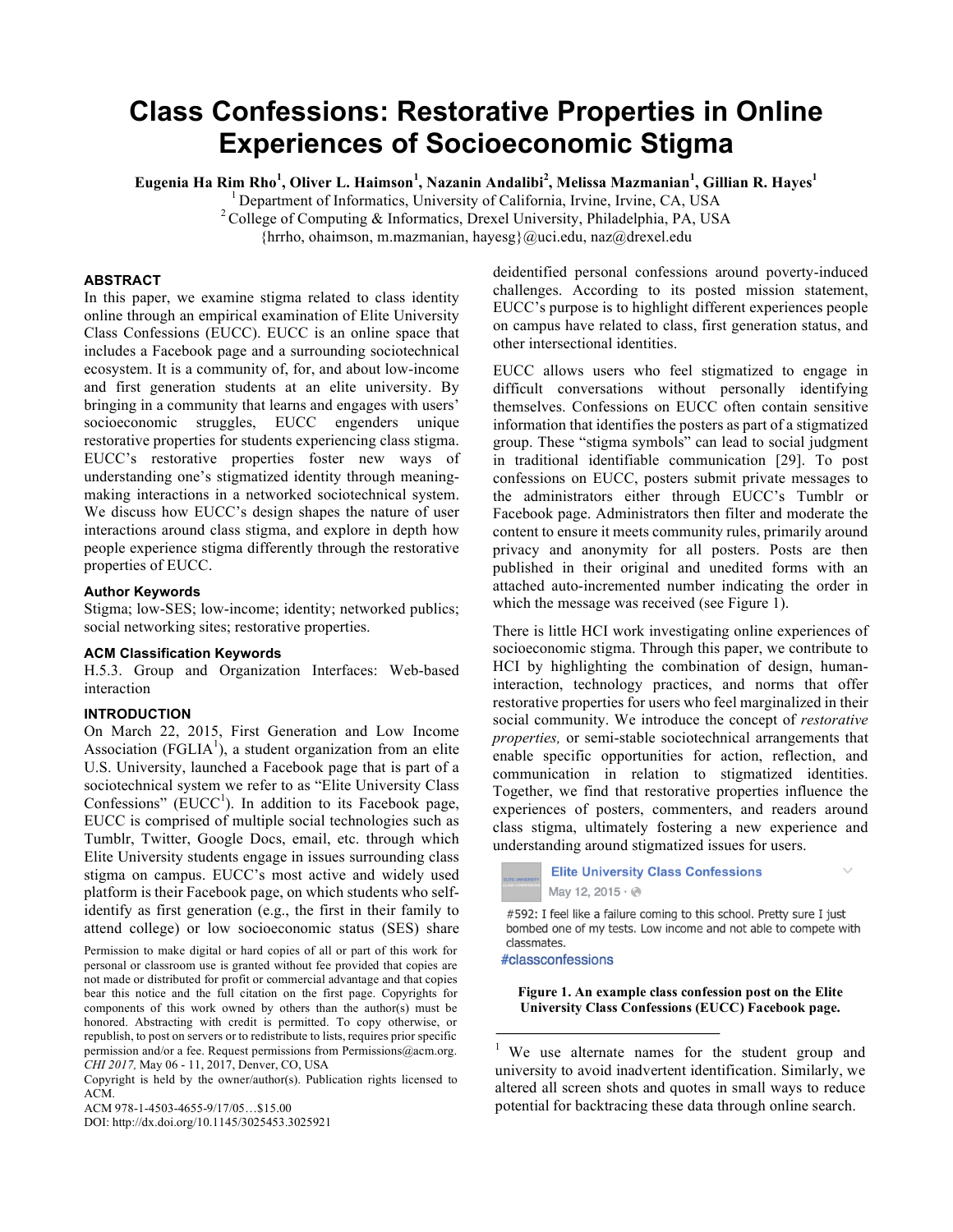# Class Confessions: Restorative Properties in Online Experiences of Socioeconomic Stigma

**Eugenia Ha Rim Rho[1], Oliver L. Haimson[1], Nazanin Andalibi[2], Melissa Mazmanian[1], Gillian R. Hayes[1]**

[1] Department of Informatics, University of California, Irvine, Irvine, CA, USA
[2] College of Computing & Informatics, Drexel University, Philadelphia, PA, USA
{hrrho, ohaimson, m.mazmanian, hayesg}@uci.edu, naz@drexel.edu

## ABSTRACT

In this paper, we examine stigma related to class identity online through an empirical examination of Elite University Class Confessions (EUCC). EUCC is an online space that includes a Facebook page and a surrounding sociotechnical ecosystem. It is a community of, for, and about low-income and first generation students at an elite university. By bringing in a community that learns and engages with users' socioeconomic struggles, EUCC engenders unique restorative properties for students experiencing class stigma. EUCC's restorative properties foster new ways of understanding one's stigmatized identity through meaning-making interactions in a networked sociotechnical system. We discuss how EUCC's design shapes the nature of user interactions around class stigma, and explore in depth how people experience stigma differently through the restorative properties of EUCC.

### Author Keywords

Stigma; low-SES; low-income; identity; networked publics; social networking sites; restorative properties.

### ACM Classification Keywords

H.5.3. Group and Organization Interfaces: Web-based interaction

## INTRODUCTION

On March 22, 2015, First Generation and Low Income Association (FGLIA[1]), a student organization from an elite U.S. University, launched a Facebook page that is part of a sociotechnical system we refer to as "Elite University Class Confessions" (EUCC[1]). In addition to its Facebook page, EUCC is comprised of multiple social technologies such as Tumblr, Twitter, Google Docs, email, etc. through which Elite University students engage in issues surrounding class stigma on campus. EUCC's most active and widely used platform is their Facebook page, on which students who self-identify as first generation (e.g., the first in their family to attend college) or low socioeconomic status (SES) share deidentified personal confessions around poverty-induced challenges. According to its posted mission statement, EUCC's purpose is to highlight different experiences people on campus have related to class, first generation status, and other intersectional identities.

EUCC allows users who feel stigmatized to engage in difficult conversations without personally identifying themselves. Confessions on EUCC often contain sensitive information that identifies the posters as part of a stigmatized group. These "stigma symbols" can lead to social judgment in traditional identifiable communication [29]. To post confessions on EUCC, posters submit private messages to the administrators either through EUCC's Tumblr or Facebook page. Administrators then filter and moderate the content to ensure it meets community rules, primarily around privacy and anonymity for all posters. Posts are then published in their original and unedited forms with an attached auto-incremented number indicating the order in which the message was received (see Figure 1).

There is little HCI work investigating online experiences of socioeconomic stigma. Through this paper, we contribute to HCI by highlighting the combination of design, human-interaction, technology practices, and norms that offer restorative properties for users who feel marginalized in their social community. We introduce the concept of *restorative properties,* or semi-stable sociotechnical arrangements that enable specific opportunities for action, reflection, and communication in relation to stigmatized identities. Together, we find that restorative properties influence the experiences of posters, commenters, and readers around class stigma, ultimately fostering a new experience and understanding around stigmatized issues for users.

Elite University Class Confessions
May 12, 2015

#592: I feel like a failure coming to this school. Pretty sure I just bombed one of my tests. Low income and not able to compete with classmates.
#classconfessions

**Figure 1. An example class confession post on the Elite University Class Confessions (EUCC) Facebook page.**

[1] We use alternate names for the student group and university to avoid inadvertent identification. Similarly, we altered all screen shots and quotes in small ways to reduce potential for backtracing these data through online search.

Permission to make digital or hard copies of all or part of this work for personal or classroom use is granted without fee provided that copies are not made or distributed for profit or commercial advantage and that copies bear this notice and the full citation on the first page. Copyrights for components of this work owned by others than the author(s) must be honored. Abstracting with credit is permitted. To copy otherwise, or republish, to post on servers or to redistribute to lists, requires prior specific permission and/or a fee. Request permissions from Permissions@acm.org.
*CHI 2017,* May 06 - 11, 2017, Denver, CO, USA
Copyright is held by the owner/author(s). Publication rights licensed to ACM.
ACM 978-1-4503-4655-9/17/05…$15.00
DOI: http://dx.doi.org/10.1145/3025453.3025921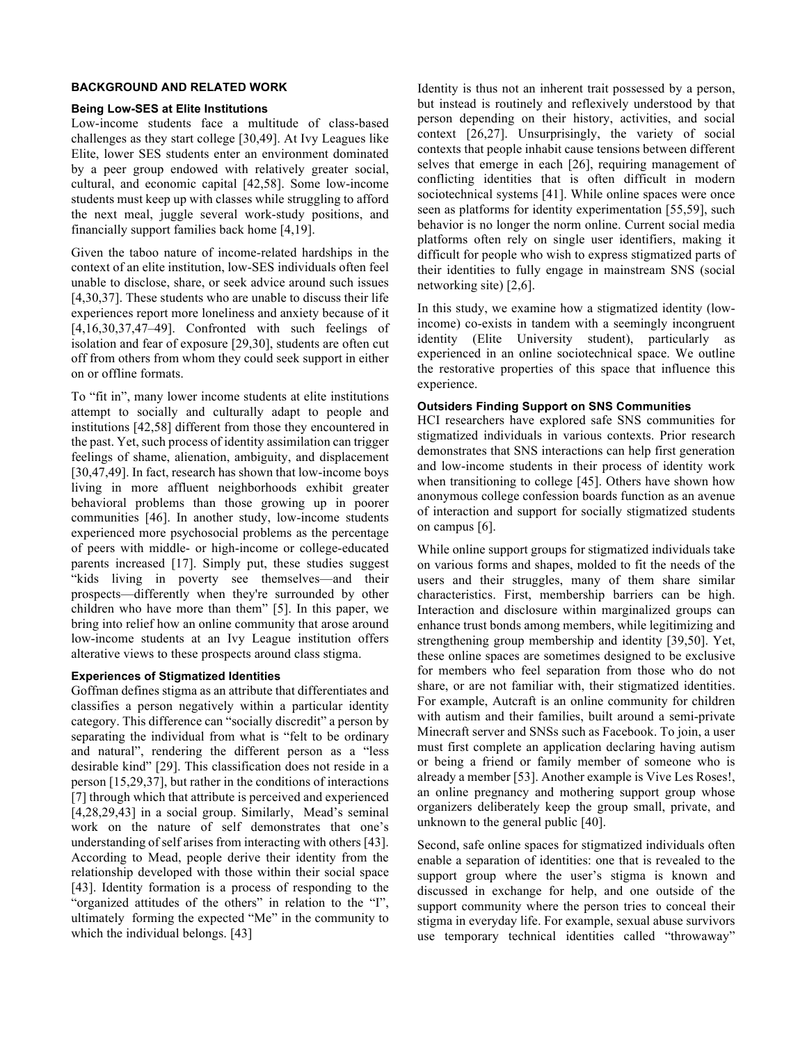## BACKGROUND AND RELATED WORK

### Being Low-SES at Elite Institutions

Low-income students face a multitude of class-based challenges as they start college [30,49]. At Ivy Leagues like Elite, lower SES students enter an environment dominated by a peer group endowed with relatively greater social, cultural, and economic capital [42,58]. Some low-income students must keep up with classes while struggling to afford the next meal, juggle several work-study positions, and financially support families back home [4,19].

Given the taboo nature of income-related hardships in the context of an elite institution, low-SES individuals often feel unable to disclose, share, or seek advice around such issues [4,30,37]. These students who are unable to discuss their life experiences report more loneliness and anxiety because of it [4,16,30,37,47–49]. Confronted with such feelings of isolation and fear of exposure [29,30], students are often cut off from others from whom they could seek support in either on or offline formats.

To "fit in", many lower income students at elite institutions attempt to socially and culturally adapt to people and institutions [42,58] different from those they encountered in the past. Yet, such process of identity assimilation can trigger feelings of shame, alienation, ambiguity, and displacement [30,47,49]. In fact, research has shown that low-income boys living in more affluent neighborhoods exhibit greater behavioral problems than those growing up in poorer communities [46]. In another study, low-income students experienced more psychosocial problems as the percentage of peers with middle- or high-income or college-educated parents increased [17]. Simply put, these studies suggest "kids living in poverty see themselves—and their prospects—differently when they're surrounded by other children who have more than them" [5]. In this paper, we bring into relief how an online community that arose around low-income students at an Ivy League institution offers alterative views to these prospects around class stigma.

### Experiences of Stigmatized Identities

Goffman defines stigma as an attribute that differentiates and classifies a person negatively within a particular identity category. This difference can "socially discredit" a person by separating the individual from what is "felt to be ordinary and natural", rendering the different person as a "less desirable kind" [29]. This classification does not reside in a person [15,29,37], but rather in the conditions of interactions [7] through which that attribute is perceived and experienced [4,28,29,43] in a social group. Similarly, Mead's seminal work on the nature of self demonstrates that one's understanding of self arises from interacting with others [43]. According to Mead, people derive their identity from the relationship developed with those within their social space [43]. Identity formation is a process of responding to the "organized attitudes of the others" in relation to the "I", ultimately forming the expected "Me" in the community to which the individual belongs. [43]

Identity is thus not an inherent trait possessed by a person, but instead is routinely and reflexively understood by that person depending on their history, activities, and social context [26,27]. Unsurprisingly, the variety of social contexts that people inhabit cause tensions between different selves that emerge in each [26], requiring management of conflicting identities that is often difficult in modern sociotechnical systems [41]. While online spaces were once seen as platforms for identity experimentation [55,59], such behavior is no longer the norm online. Current social media platforms often rely on single user identifiers, making it difficult for people who wish to express stigmatized parts of their identities to fully engage in mainstream SNS (social networking site) [2,6].

In this study, we examine how a stigmatized identity (low-income) co-exists in tandem with a seemingly incongruent identity (Elite University student), particularly as experienced in an online sociotechnical space. We outline the restorative properties of this space that influence this experience.

### Outsiders Finding Support on SNS Communities

HCI researchers have explored safe SNS communities for stigmatized individuals in various contexts. Prior research demonstrates that SNS interactions can help first generation and low-income students in their process of identity work when transitioning to college [45]. Others have shown how anonymous college confession boards function as an avenue of interaction and support for socially stigmatized students on campus [6].

While online support groups for stigmatized individuals take on various forms and shapes, molded to fit the needs of the users and their struggles, many of them share similar characteristics. First, membership barriers can be high. Interaction and disclosure within marginalized groups can enhance trust bonds among members, while legitimizing and strengthening group membership and identity [39,50]. Yet, these online spaces are sometimes designed to be exclusive for members who feel separation from those who do not share, or are not familiar with, their stigmatized identities. For example, Autcraft is an online community for children with autism and their families, built around a semi-private Minecraft server and SNSs such as Facebook. To join, a user must first complete an application declaring having autism or being a friend or family member of someone who is already a member [53]. Another example is Vive Les Roses!, an online pregnancy and mothering support group whose organizers deliberately keep the group small, private, and unknown to the general public [40].

Second, safe online spaces for stigmatized individuals often enable a separation of identities: one that is revealed to the support group where the user's stigma is known and discussed in exchange for help, and one outside of the support community where the person tries to conceal their stigma in everyday life. For example, sexual abuse survivors use temporary technical identities called "throwaway"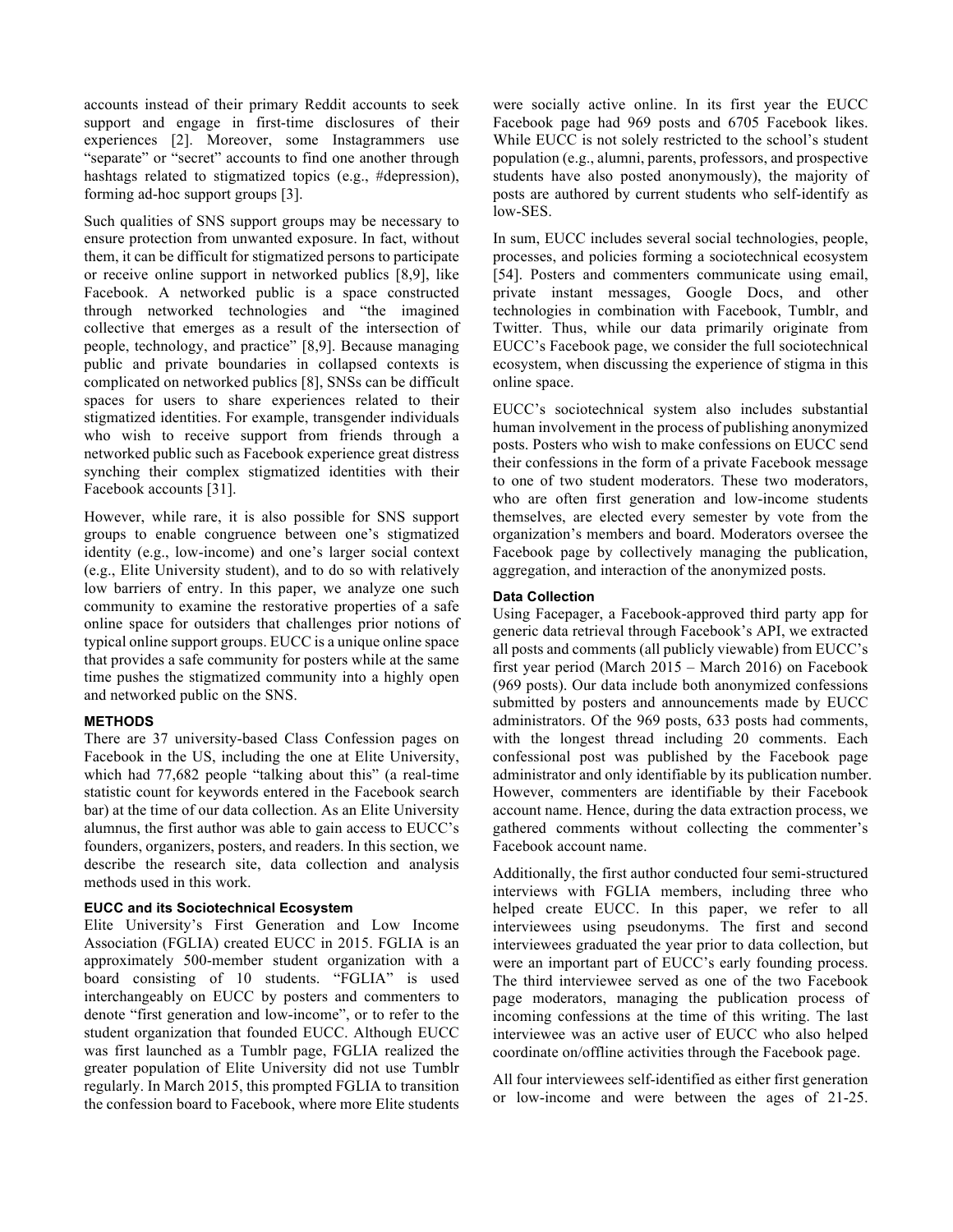accounts instead of their primary Reddit accounts to seek support and engage in first-time disclosures of their experiences [2]. Moreover, some Instagrammers use "separate" or "secret" accounts to find one another through hashtags related to stigmatized topics (e.g., #depression), forming ad-hoc support groups [3].

Such qualities of SNS support groups may be necessary to ensure protection from unwanted exposure. In fact, without them, it can be difficult for stigmatized persons to participate or receive online support in networked publics [8,9], like Facebook. A networked public is a space constructed through networked technologies and "the imagined collective that emerges as a result of the intersection of people, technology, and practice" [8,9]. Because managing public and private boundaries in collapsed contexts is complicated on networked publics [8], SNSs can be difficult spaces for users to share experiences related to their stigmatized identities. For example, transgender individuals who wish to receive support from friends through a networked public such as Facebook experience great distress synching their complex stigmatized identities with their Facebook accounts [31].

However, while rare, it is also possible for SNS support groups to enable congruence between one's stigmatized identity (e.g., low-income) and one's larger social context (e.g., Elite University student), and to do so with relatively low barriers of entry. In this paper, we analyze one such community to examine the restorative properties of a safe online space for outsiders that challenges prior notions of typical online support groups. EUCC is a unique online space that provides a safe community for posters while at the same time pushes the stigmatized community into a highly open and networked public on the SNS.

## METHODS

There are 37 university-based Class Confession pages on Facebook in the US, including the one at Elite University, which had 77,682 people "talking about this" (a real-time statistic count for keywords entered in the Facebook search bar) at the time of our data collection. As an Elite University alumnus, the first author was able to gain access to EUCC's founders, organizers, posters, and readers. In this section, we describe the research site, data collection and analysis methods used in this work.

### EUCC and its Sociotechnical Ecosystem

Elite University's First Generation and Low Income Association (FGLIA) created EUCC in 2015. FGLIA is an approximately 500-member student organization with a board consisting of 10 students. "FGLIA" is used interchangeably on EUCC by posters and commenters to denote "first generation and low-income", or to refer to the student organization that founded EUCC. Although EUCC was first launched as a Tumblr page, FGLIA realized the greater population of Elite University did not use Tumblr regularly. In March 2015, this prompted FGLIA to transition the confession board to Facebook, where more Elite students were socially active online. In its first year the EUCC Facebook page had 969 posts and 6705 Facebook likes. While EUCC is not solely restricted to the school's student population (e.g., alumni, parents, professors, and prospective students have also posted anonymously), the majority of posts are authored by current students who self-identify as low-SES.

In sum, EUCC includes several social technologies, people, processes, and policies forming a sociotechnical ecosystem [54]. Posters and commenters communicate using email, private instant messages, Google Docs, and other technologies in combination with Facebook, Tumblr, and Twitter. Thus, while our data primarily originate from EUCC's Facebook page, we consider the full sociotechnical ecosystem, when discussing the experience of stigma in this online space.

EUCC's sociotechnical system also includes substantial human involvement in the process of publishing anonymized posts. Posters who wish to make confessions on EUCC send their confessions in the form of a private Facebook message to one of two student moderators. These two moderators, who are often first generation and low-income students themselves, are elected every semester by vote from the organization's members and board. Moderators oversee the Facebook page by collectively managing the publication, aggregation, and interaction of the anonymized posts.

### Data Collection

Using Facepager, a Facebook-approved third party app for generic data retrieval through Facebook's API, we extracted all posts and comments (all publicly viewable) from EUCC's first year period (March 2015 – March 2016) on Facebook (969 posts). Our data include both anonymized confessions submitted by posters and announcements made by EUCC administrators. Of the 969 posts, 633 posts had comments, with the longest thread including 20 comments. Each confessional post was published by the Facebook page administrator and only identifiable by its publication number. However, commenters are identifiable by their Facebook account name. Hence, during the data extraction process, we gathered comments without collecting the commenter's Facebook account name.

Additionally, the first author conducted four semi-structured interviews with FGLIA members, including three who helped create EUCC. In this paper, we refer to all interviewees using pseudonyms. The first and second interviewees graduated the year prior to data collection, but were an important part of EUCC's early founding process. The third interviewee served as one of the two Facebook page moderators, managing the publication process of incoming confessions at the time of this writing. The last interviewee was an active user of EUCC who also helped coordinate on/offline activities through the Facebook page.

All four interviewees self-identified as either first generation or low-income and were between the ages of 21-25.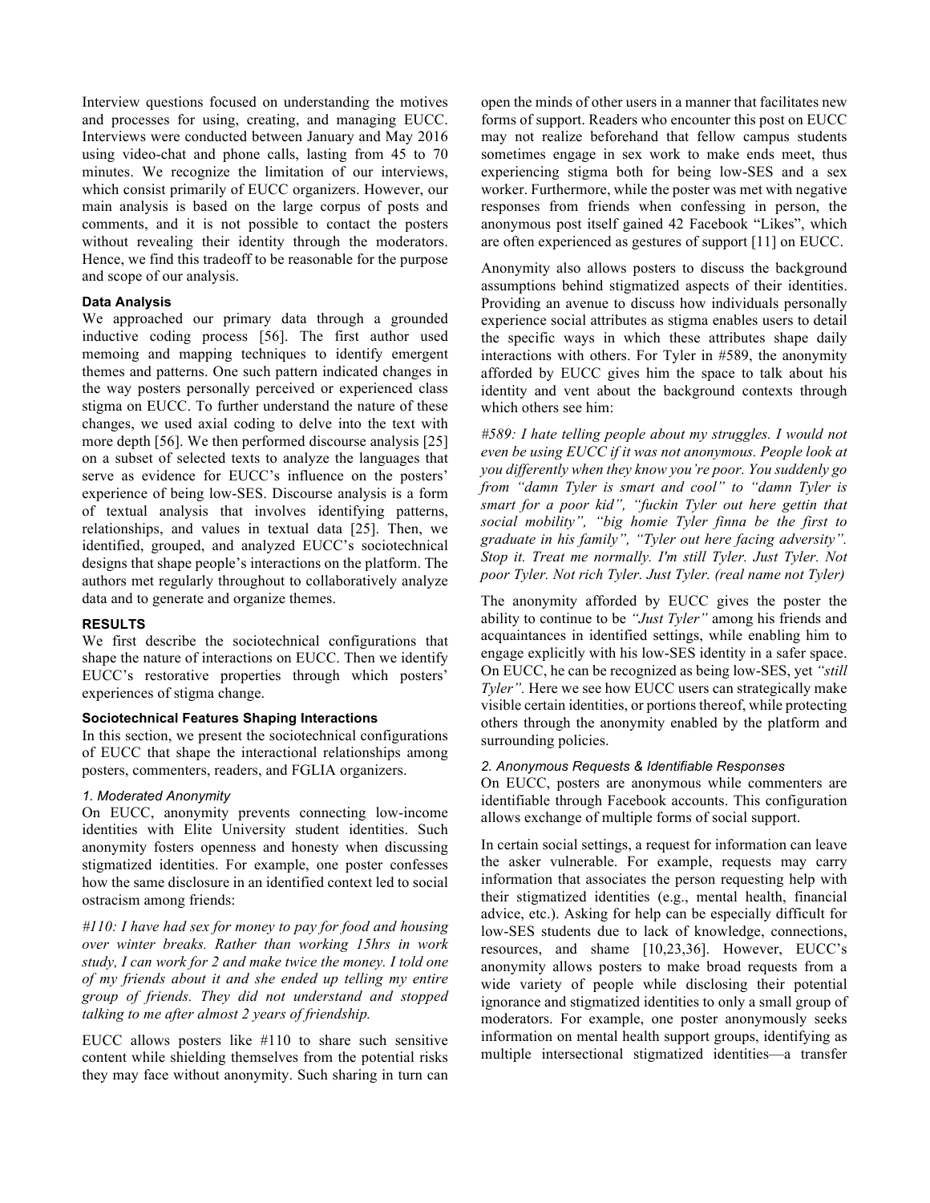Interview questions focused on understanding the motives and processes for using, creating, and managing EUCC. Interviews were conducted between January and May 2016 using video-chat and phone calls, lasting from 45 to 70 minutes. We recognize the limitation of our interviews, which consist primarily of EUCC organizers. However, our main analysis is based on the large corpus of posts and comments, and it is not possible to contact the posters without revealing their identity through the moderators. Hence, we find this tradeoff to be reasonable for the purpose and scope of our analysis.

### Data Analysis

We approached our primary data through a grounded inductive coding process [56]. The first author used memoing and mapping techniques to identify emergent themes and patterns. One such pattern indicated changes in the way posters personally perceived or experienced class stigma on EUCC. To further understand the nature of these changes, we used axial coding to delve into the text with more depth [56]. We then performed discourse analysis [25] on a subset of selected texts to analyze the languages that serve as evidence for EUCC's influence on the posters' experience of being low-SES. Discourse analysis is a form of textual analysis that involves identifying patterns, relationships, and values in textual data [25]. Then, we identified, grouped, and analyzed EUCC's sociotechnical designs that shape people's interactions on the platform. The authors met regularly throughout to collaboratively analyze data and to generate and organize themes.

## RESULTS

We first describe the sociotechnical configurations that shape the nature of interactions on EUCC. Then we identify EUCC's restorative properties through which posters' experiences of stigma change.

### Sociotechnical Features Shaping Interactions

In this section, we present the sociotechnical configurations of EUCC that shape the interactional relationships among posters, commenters, readers, and FGLIA organizers.

#### *1. Moderated Anonymity*

On EUCC, anonymity prevents connecting low-income identities with Elite University student identities. Such anonymity fosters openness and honesty when discussing stigmatized identities. For example, one poster confesses how the same disclosure in an identified context led to social ostracism among friends:

*#110: I have had sex for money to pay for food and housing over winter breaks. Rather than working 15hrs in work study, I can work for 2 and make twice the money. I told one of my friends about it and she ended up telling my entire group of friends. They did not understand and stopped talking to me after almost 2 years of friendship.*

EUCC allows posters like #110 to share such sensitive content while shielding themselves from the potential risks they may face without anonymity. Such sharing in turn can open the minds of other users in a manner that facilitates new forms of support. Readers who encounter this post on EUCC may not realize beforehand that fellow campus students sometimes engage in sex work to make ends meet, thus experiencing stigma both for being low-SES and a sex worker. Furthermore, while the poster was met with negative responses from friends when confessing in person, the anonymous post itself gained 42 Facebook "Likes", which are often experienced as gestures of support [11] on EUCC.

Anonymity also allows posters to discuss the background assumptions behind stigmatized aspects of their identities. Providing an avenue to discuss how individuals personally experience social attributes as stigma enables users to detail the specific ways in which these attributes shape daily interactions with others. For Tyler in #589, the anonymity afforded by EUCC gives him the space to talk about his identity and vent about the background contexts through which others see him:

*#589: I hate telling people about my struggles. I would not even be using EUCC if it was not anonymous. People look at you differently when they know you're poor. You suddenly go from "damn Tyler is smart and cool" to "damn Tyler is smart for a poor kid", "fuckin Tyler out here gettin that social mobility", "big homie Tyler finna be the first to graduate in his family", "Tyler out here facing adversity". Stop it. Treat me normally. I'm still Tyler. Just Tyler. Not poor Tyler. Not rich Tyler. Just Tyler. (real name not Tyler)*

The anonymity afforded by EUCC gives the poster the ability to continue to be *"Just Tyler"* among his friends and acquaintances in identified settings, while enabling him to engage explicitly with his low-SES identity in a safer space. On EUCC, he can be recognized as being low-SES, yet *"still Tyler"*. Here we see how EUCC users can strategically make visible certain identities, or portions thereof, while protecting others through the anonymity enabled by the platform and surrounding policies.

#### *2. Anonymous Requests & Identifiable Responses*

On EUCC, posters are anonymous while commenters are identifiable through Facebook accounts. This configuration allows exchange of multiple forms of social support.

In certain social settings, a request for information can leave the asker vulnerable. For example, requests may carry information that associates the person requesting help with their stigmatized identities (e.g., mental health, financial advice, etc.). Asking for help can be especially difficult for low-SES students due to lack of knowledge, connections, resources, and shame [10,23,36]. However, EUCC's anonymity allows posters to make broad requests from a wide variety of people while disclosing their potential ignorance and stigmatized identities to only a small group of moderators. For example, one poster anonymously seeks information on mental health support groups, identifying as multiple intersectional stigmatized identities—a transfer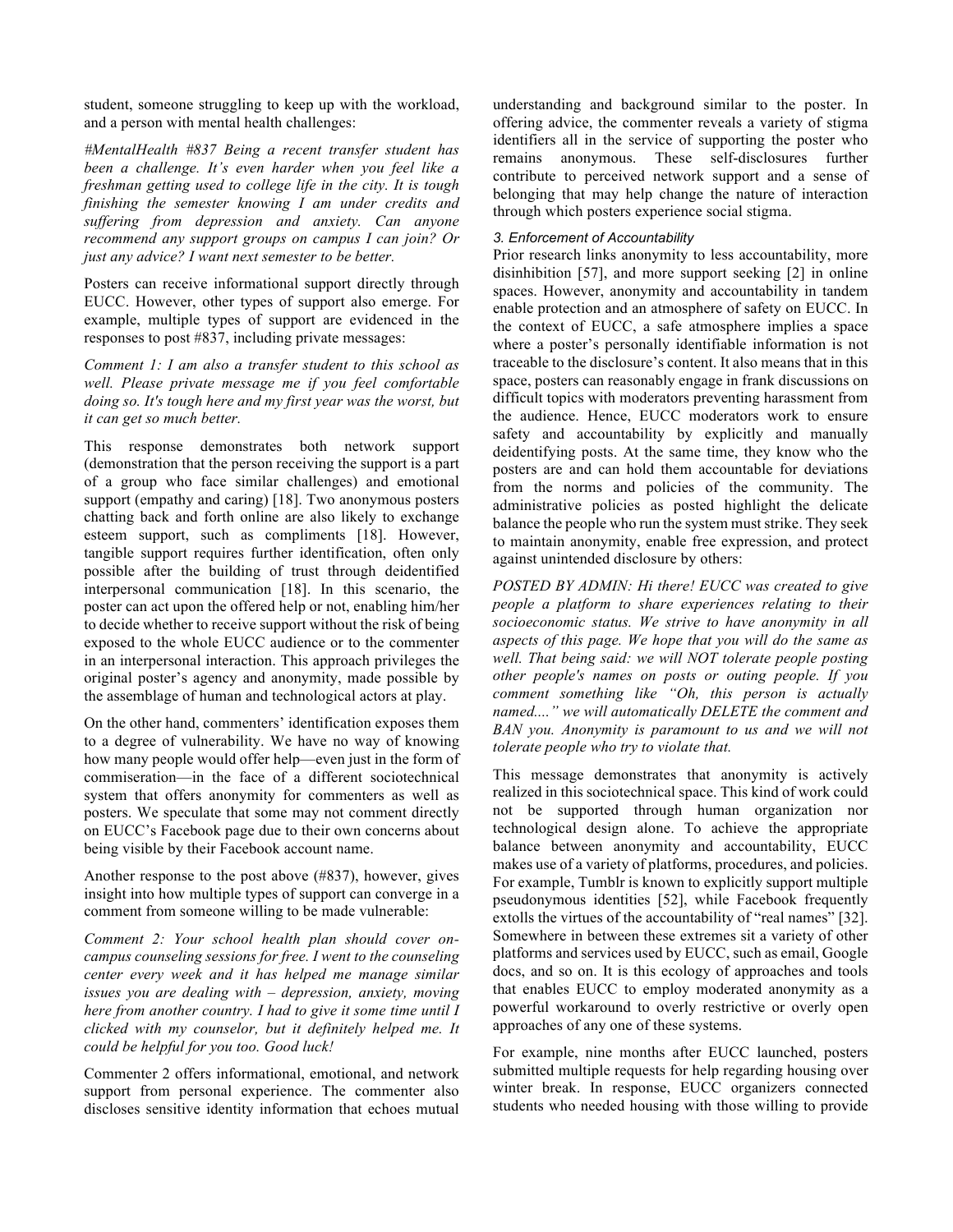student, someone struggling to keep up with the workload, and a person with mental health challenges:

*#MentalHealth #837 Being a recent transfer student has been a challenge. It's even harder when you feel like a freshman getting used to college life in the city. It is tough finishing the semester knowing I am under credits and suffering from depression and anxiety. Can anyone recommend any support groups on campus I can join? Or just any advice? I want next semester to be better.*

Posters can receive informational support directly through EUCC. However, other types of support also emerge. For example, multiple types of support are evidenced in the responses to post #837, including private messages:

*Comment 1: I am also a transfer student to this school as well. Please private message me if you feel comfortable doing so. It's tough here and my first year was the worst, but it can get so much better.*

This response demonstrates both network support (demonstration that the person receiving the support is a part of a group who face similar challenges) and emotional support (empathy and caring) [18]. Two anonymous posters chatting back and forth online are also likely to exchange esteem support, such as compliments [18]. However, tangible support requires further identification, often only possible after the building of trust through deidentified interpersonal communication [18]. In this scenario, the poster can act upon the offered help or not, enabling him/her to decide whether to receive support without the risk of being exposed to the whole EUCC audience or to the commenter in an interpersonal interaction. This approach privileges the original poster's agency and anonymity, made possible by the assemblage of human and technological actors at play.

On the other hand, commenters' identification exposes them to a degree of vulnerability. We have no way of knowing how many people would offer help—even just in the form of commiseration—in the face of a different sociotechnical system that offers anonymity for commenters as well as posters. We speculate that some may not comment directly on EUCC's Facebook page due to their own concerns about being visible by their Facebook account name.

Another response to the post above (#837), however, gives insight into how multiple types of support can converge in a comment from someone willing to be made vulnerable:

*Comment 2: Your school health plan should cover on-campus counseling sessions for free. I went to the counseling center every week and it has helped me manage similar issues you are dealing with – depression, anxiety, moving here from another country. I had to give it some time until I clicked with my counselor, but it definitely helped me. It could be helpful for you too. Good luck!*

Commenter 2 offers informational, emotional, and network support from personal experience. The commenter also discloses sensitive identity information that echoes mutual understanding and background similar to the poster. In offering advice, the commenter reveals a variety of stigma identifiers all in the service of supporting the poster who remains anonymous. These self-disclosures further contribute to perceived network support and a sense of belonging that may help change the nature of interaction through which posters experience social stigma.

### 3. Enforcement of Accountability

Prior research links anonymity to less accountability, more disinhibition [57], and more support seeking [2] in online spaces. However, anonymity and accountability in tandem enable protection and an atmosphere of safety on EUCC. In the context of EUCC, a safe atmosphere implies a space where a poster's personally identifiable information is not traceable to the disclosure's content. It also means that in this space, posters can reasonably engage in frank discussions on difficult topics with moderators preventing harassment from the audience. Hence, EUCC moderators work to ensure safety and accountability by explicitly and manually deidentifying posts. At the same time, they know who the posters are and can hold them accountable for deviations from the norms and policies of the community. The administrative policies as posted highlight the delicate balance the people who run the system must strike. They seek to maintain anonymity, enable free expression, and protect against unintended disclosure by others:

*POSTED BY ADMIN: Hi there! EUCC was created to give people a platform to share experiences relating to their socioeconomic status. We strive to have anonymity in all aspects of this page. We hope that you will do the same as well. That being said: we will NOT tolerate people posting other people's names on posts or outing people. If you comment something like "Oh, this person is actually named...." we will automatically DELETE the comment and BAN you. Anonymity is paramount to us and we will not tolerate people who try to violate that.*

This message demonstrates that anonymity is actively realized in this sociotechnical space. This kind of work could not be supported through human organization nor technological design alone. To achieve the appropriate balance between anonymity and accountability, EUCC makes use of a variety of platforms, procedures, and policies. For example, Tumblr is known to explicitly support multiple pseudonymous identities [52], while Facebook frequently extolls the virtues of the accountability of "real names" [32]. Somewhere in between these extremes sit a variety of other platforms and services used by EUCC, such as email, Google docs, and so on. It is this ecology of approaches and tools that enables EUCC to employ moderated anonymity as a powerful workaround to overly restrictive or overly open approaches of any one of these systems.

For example, nine months after EUCC launched, posters submitted multiple requests for help regarding housing over winter break. In response, EUCC organizers connected students who needed housing with those willing to provide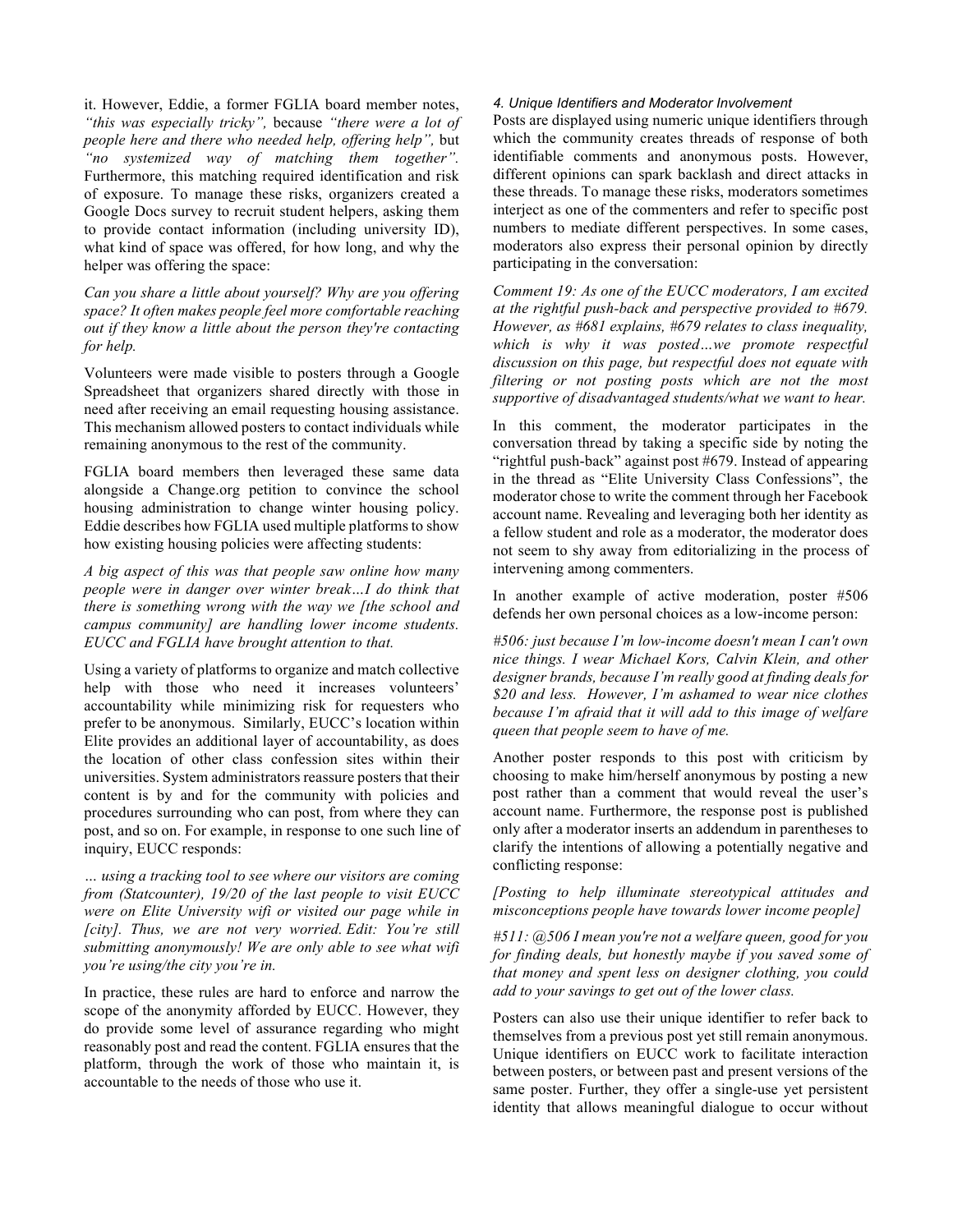it. However, Eddie, a former FGLIA board member notes, *"this was especially tricky"*, because *"there were a lot of people here and there who needed help, offering help"*, but *"no systemized way of matching them together"*. Furthermore, this matching required identification and risk of exposure. To manage these risks, organizers created a Google Docs survey to recruit student helpers, asking them to provide contact information (including university ID), what kind of space was offered, for how long, and why the helper was offering the space:

*Can you share a little about yourself? Why are you offering space? It often makes people feel more comfortable reaching out if they know a little about the person they're contacting for help.*

Volunteers were made visible to posters through a Google Spreadsheet that organizers shared directly with those in need after receiving an email requesting housing assistance. This mechanism allowed posters to contact individuals while remaining anonymous to the rest of the community.

FGLIA board members then leveraged these same data alongside a Change.org petition to convince the school housing administration to change winter housing policy. Eddie describes how FGLIA used multiple platforms to show how existing housing policies were affecting students:

*A big aspect of this was that people saw online how many people were in danger over winter break…I do think that there is something wrong with the way we [the school and campus community] are handling lower income students. EUCC and FGLIA have brought attention to that.*

Using a variety of platforms to organize and match collective help with those who need it increases volunteers' accountability while minimizing risk for requesters who prefer to be anonymous. Similarly, EUCC's location within Elite provides an additional layer of accountability, as does the location of other class confession sites within their universities. System administrators reassure posters that their content is by and for the community with policies and procedures surrounding who can post, from where they can post, and so on. For example, in response to one such line of inquiry, EUCC responds:

*… using a tracking tool to see where our visitors are coming from (Statcounter), 19/20 of the last people to visit EUCC were on Elite University wifi or visited our page while in [city]. Thus, we are not very worried. Edit: You're still submitting anonymously! We are only able to see what wifi you're using/the city you're in.*

In practice, these rules are hard to enforce and narrow the scope of the anonymity afforded by EUCC. However, they do provide some level of assurance regarding who might reasonably post and read the content. FGLIA ensures that the platform, through the work of those who maintain it, is accountable to the needs of those who use it.

#### *4. Unique Identifiers and Moderator Involvement*

Posts are displayed using numeric unique identifiers through which the community creates threads of response of both identifiable comments and anonymous posts. However, different opinions can spark backlash and direct attacks in these threads. To manage these risks, moderators sometimes interject as one of the commenters and refer to specific post numbers to mediate different perspectives. In some cases, moderators also express their personal opinion by directly participating in the conversation:

*Comment 19: As one of the EUCC moderators, I am excited at the rightful push-back and perspective provided to #679. However, as #681 explains, #679 relates to class inequality, which is why it was posted…we promote respectful discussion on this page, but respectful does not equate with filtering or not posting posts which are not the most supportive of disadvantaged students/what we want to hear.*

In this comment, the moderator participates in the conversation thread by taking a specific side by noting the "rightful push-back" against post #679. Instead of appearing in the thread as "Elite University Class Confessions", the moderator chose to write the comment through her Facebook account name. Revealing and leveraging both her identity as a fellow student and role as a moderator, the moderator does not seem to shy away from editorializing in the process of intervening among commenters.

In another example of active moderation, poster #506 defends her own personal choices as a low-income person:

*#506: just because I'm low-income doesn't mean I can't own nice things. I wear Michael Kors, Calvin Klein, and other designer brands, because I'm really good at finding deals for $20 and less. However, I'm ashamed to wear nice clothes because I'm afraid that it will add to this image of welfare queen that people seem to have of me.*

Another poster responds to this post with criticism by choosing to make him/herself anonymous by posting a new post rather than a comment that would reveal the user's account name. Furthermore, the response post is published only after a moderator inserts an addendum in parentheses to clarify the intentions of allowing a potentially negative and conflicting response:

*[Posting to help illuminate stereotypical attitudes and misconceptions people have towards lower income people]*

*#511: @506 I mean you're not a welfare queen, good for you for finding deals, but honestly maybe if you saved some of that money and spent less on designer clothes, you could add to your savings to get out of the lower class.*

Posters can also use their unique identifier to refer back to themselves from a previous post yet still remain anonymous. Unique identifiers on EUCC work to facilitate interaction between posters, or between past and present versions of the same poster. Further, they offer a single-use yet persistent identity that allows meaningful dialogue to occur without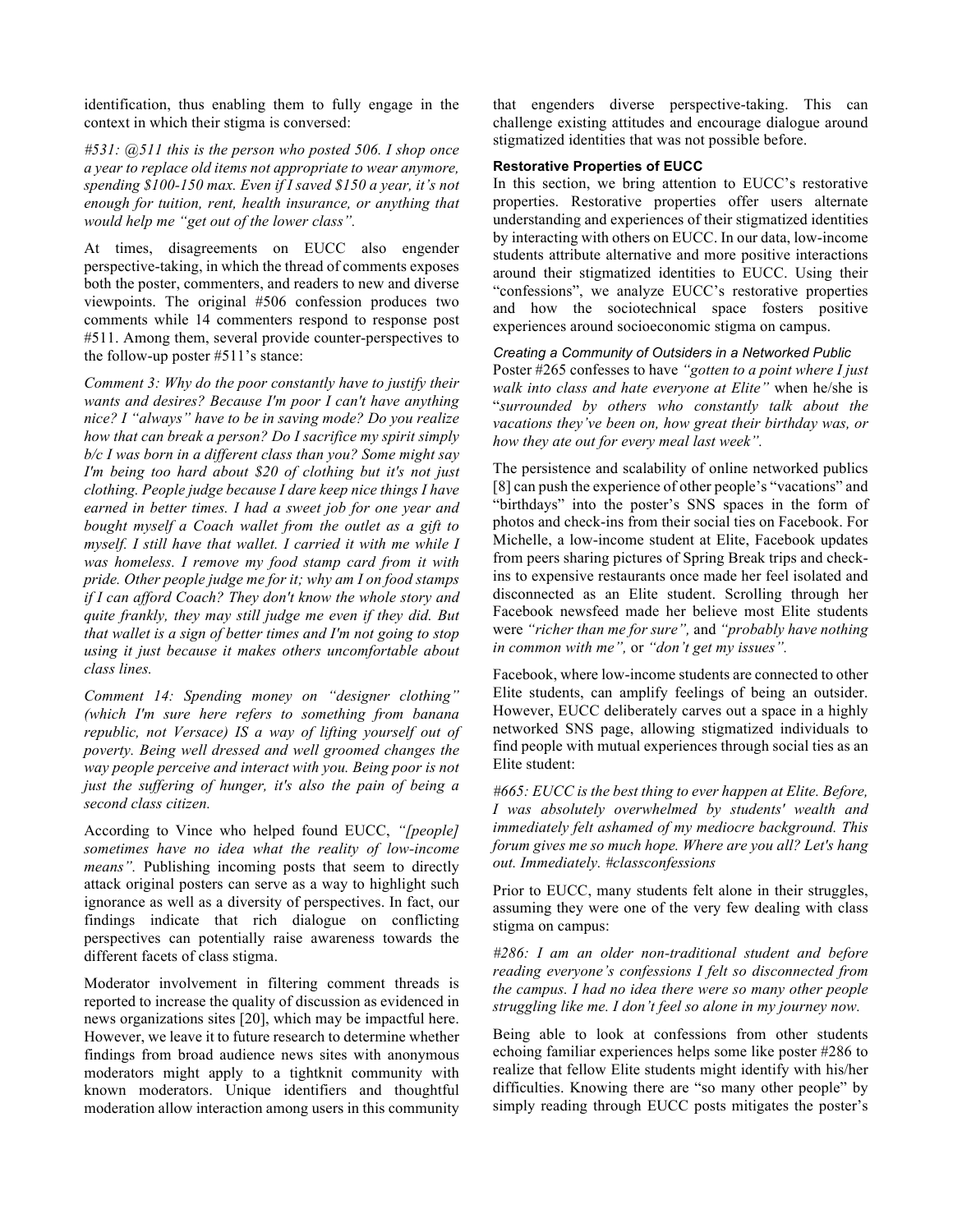identification, thus enabling them to fully engage in the context in which their stigma is conversed:

*#531: @511 this is the person who posted 506. I shop once a year to replace old items not appropriate to wear anymore, spending $100-150 max. Even if I saved $150 a year, it's not enough for tuition, rent, health insurance, or anything that would help me "get out of the lower class".*

At times, disagreements on EUCC also engender perspective-taking, in which the thread of comments exposes both the poster, commenters, and readers to new and diverse viewpoints. The original #506 confession produces two comments while 14 commenters respond to response post #511. Among them, several provide counter-perspectives to the follow-up poster #511's stance:

*Comment 3: Why do the poor constantly have to justify their wants and desires? Because I'm poor I can't have anything nice? I "always" have to be in saving mode? Do you realize how that can break a person? Do I sacrifice my spirit simply b/c I was born in a different class than you? Some might say I'm being too hard about $20 of clothing but it's not just clothing. People judge because I dare keep nice things I have earned in better times. I had a sweet job for one year and bought myself a Coach wallet from the outlet as a gift to myself. I still have that wallet. I carried it with me while I was homeless. I remove my food stamp card from it with pride. Other people judge me for it; why am I on food stamps if I can afford Coach? They don't know the whole story and quite frankly, they may still judge me even if they did. But that wallet is a sign of better times and I'm not going to stop using it just because it makes others uncomfortable about class lines.*

*Comment 14: Spending money on "designer clothing" (which I'm sure here refers to something from banana republic, not Versace) IS a way of lifting yourself out of poverty. Being well dressed and well groomed changes the way people perceive and interact with you. Being poor is not just the suffering of hunger, it's also the pain of being a second class citizen.*

According to Vince who helped found EUCC, *"[people] sometimes have no idea what the reality of low-income means".* Publishing incoming posts that seem to directly attack original posters can serve as a way to highlight such ignorance as well as a diversity of perspectives. In fact, our findings indicate that rich dialogue on conflicting perspectives can potentially raise awareness towards the different facets of class stigma.

Moderator involvement in filtering comment threads is reported to increase the quality of discussion as evidenced in news organizations sites [20], which may be impactful here. However, we leave it to future research to determine whether findings from broad audience news sites with anonymous moderators might apply to a tightknit community with known moderators. Unique identifiers and thoughtful moderation allow interaction among users in this community that engenders diverse perspective-taking. This can challenge existing attitudes and encourage dialogue around stigmatized identities that was not possible before.

### Restorative Properties of EUCC

In this section, we bring attention to EUCC's restorative properties. Restorative properties offer users alternate understanding and experiences of their stigmatized identities by interacting with others on EUCC. In our data, low-income students attribute alternative and more positive interactions around their stigmatized identities to EUCC. Using their "confessions", we analyze EUCC's restorative properties and how the sociotechnical space fosters positive experiences around socioeconomic stigma on campus.

#### *Creating a Community of Outsiders in a Networked Public*

Poster #265 confesses to have *"gotten to a point where I just walk into class and hate everyone at Elite"* when he/she is "*surrounded by others who constantly talk about the vacations they've been on, how great their birthday was, or how they ate out for every meal last week".*

The persistence and scalability of online networked publics [8] can push the experience of other people's "vacations" and "birthdays" into the poster's SNS spaces in the form of photos and check-ins from their social ties on Facebook. For Michelle, a low-income student at Elite, Facebook updates from peers sharing pictures of Spring Break trips and check-ins to expensive restaurants once made her feel isolated and disconnected as an Elite student. Scrolling through her Facebook newsfeed made her believe most Elite students were *"richer than me for sure",* and *"probably have nothing in common with me",* or *"don't get my issues".*

Facebook, where low-income students are connected to other Elite students, can amplify feelings of being an outsider. However, EUCC deliberately carves out a space in a highly networked SNS page, allowing stigmatized individuals to find people with mutual experiences through social ties as an Elite student:

*#665: EUCC is the best thing to ever happen at Elite. Before, I was absolutely overwhelmed by students' wealth and immediately felt ashamed of my mediocre background. This forum gives me so much hope. Where are you all? Let's hang out. Immediately. #classconfessions*

Prior to EUCC, many students felt alone in their struggles, assuming they were one of the very few dealing with class stigma on campus:

*#286: I am an older non-traditional student and before reading everyone's confessions I felt so disconnected from the campus. I had no idea there were so many other people struggling like me. I don't feel so alone in my journey now.*

Being able to look at confessions from other students echoing familiar experiences helps some like poster #286 to realize that fellow Elite students might identify with his/her difficulties. Knowing there are "so many other people" by simply reading through EUCC posts mitigates the poster's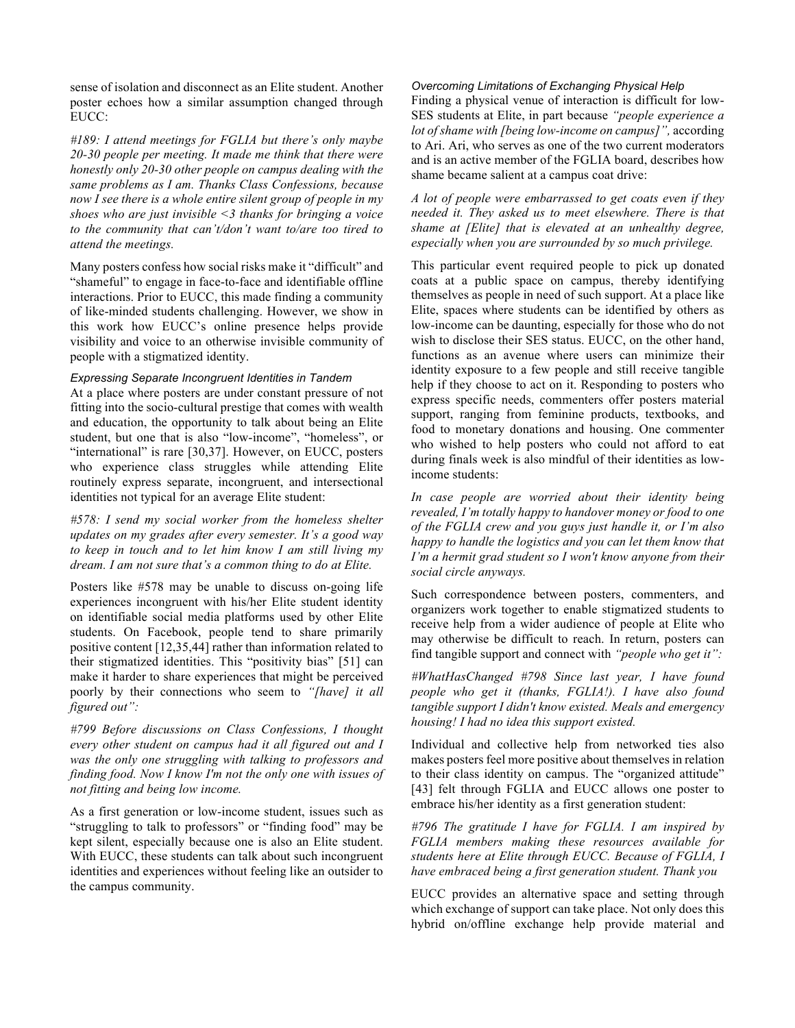sense of isolation and disconnect as an Elite student. Another poster echoes how a similar assumption changed through EUCC:

*#189: I attend meetings for FGLIA but there's only maybe 20-30 people per meeting. It made me think that there were honestly only 20-30 other people on campus dealing with the same problems as I am. Thanks Class Confessions, because now I see there is a whole entire silent group of people in my shoes who are just invisible <3 thanks for bringing a voice to the community that can't/don't want to/are too tired to attend the meetings.*

Many posters confess how social risks make it "difficult" and "shameful" to engage in face-to-face and identifiable offline interactions. Prior to EUCC, this made finding a community of like-minded students challenging. However, we show in this work how EUCC's online presence helps provide visibility and voice to an otherwise invisible community of people with a stigmatized identity.

### *Expressing Separate Incongruent Identities in Tandem*

At a place where posters are under constant pressure of not fitting into the socio-cultural prestige that comes with wealth and education, the opportunity to talk about being an Elite student, but one that is also "low-income", "homeless", or "international" is rare [30,37]. However, on EUCC, posters who experience class struggles while attending Elite routinely express separate, incongruent, and intersectional identities not typical for an average Elite student:

*#578: I send my social worker from the homeless shelter updates on my grades after every semester. It's a good way to keep in touch and to let him know I am still living my dream. I am not sure that's a common thing to do at Elite.*

Posters like #578 may be unable to discuss on-going life experiences incongruent with his/her Elite student identity on identifiable social media platforms used by other Elite students. On Facebook, people tend to share primarily positive content [12,35,44] rather than information related to their stigmatized identities. This "positivity bias" [51] can make it harder to share experiences that might be perceived poorly by their connections who seem to *"[have] it all figured out"*:

*#799 Before discussions on Class Confessions, I thought every other student on campus had it all figured out and I was the only one struggling with talking to professors and finding food. Now I know I'm not the only one with issues of not fitting and being low income.*

As a first generation or low-income student, issues such as "struggling to talk to professors" or "finding food" may be kept silent, especially because one is also an Elite student. With EUCC, these students can talk about such incongruent identities and experiences without feeling like an outsider to the campus community.

### *Overcoming Limitations of Exchanging Physical Help*

Finding a physical venue of interaction is difficult for low-SES students at Elite, in part because *"people experience a lot of shame with [being low-income on campus]",* according to Ari. Ari, who serves as one of the two current moderators and is an active member of the FGLIA board, describes how shame became salient at a campus coat drive:

*A lot of people were embarrassed to get coats even if they needed it. They asked us to meet elsewhere. There is that shame at [Elite] that is elevated at an unhealthy degree, especially when you are surrounded by so much privilege.*

This particular event required people to pick up donated coats at a public space on campus, thereby identifying themselves as people in need of such support. At a place like Elite, spaces where students can be identified by others as low-income can be daunting, especially for those who do not wish to disclose their SES status. EUCC, on the other hand, functions as an avenue where users can minimize their identity exposure to a few people and still receive tangible help if they choose to act on it. Responding to posters who express specific needs, commenters offer posters material support, ranging from feminine products, textbooks, and food to monetary donations and housing. One commenter who wished to help posters who could not afford to eat during finals week is also mindful of their identities as low-income students:

*In case people are worried about their identity being revealed, I'm totally happy to handover money or food to one of the FGLIA crew and you guys just handle it, or I'm also happy to handle the logistics and you can let them know that I'm a hermit grad student so I won't know anyone from their social circle anyways.*

Such correspondence between posters, commenters, and organizers work together to enable stigmatized students to receive help from a wider audience of people at Elite who may otherwise be difficult to reach. In return, posters can find tangible support and connect with *"people who get it":*

*#WhatHasChanged #798 Since last year, I have found people who get it (thanks, FGLIA!). I have also found tangible support I didn't know existed. Meals and emergency housing! I had no idea this support existed.*

Individual and collective help from networked ties also makes posters feel more positive about themselves in relation to their class identity on campus. The "organized attitude" [43] felt through FGLIA and EUCC allows one poster to embrace his/her identity as a first generation student:

*#796 The gratitude I have for FGLIA. I am inspired by FGLIA members making these resources available for students here at Elite through EUCC. Because of FGLIA, I have embraced being a first generation student. Thank you*

EUCC provides an alternative space and setting through which exchange of support can take place. Not only does this hybrid on/offline exchange help provide material and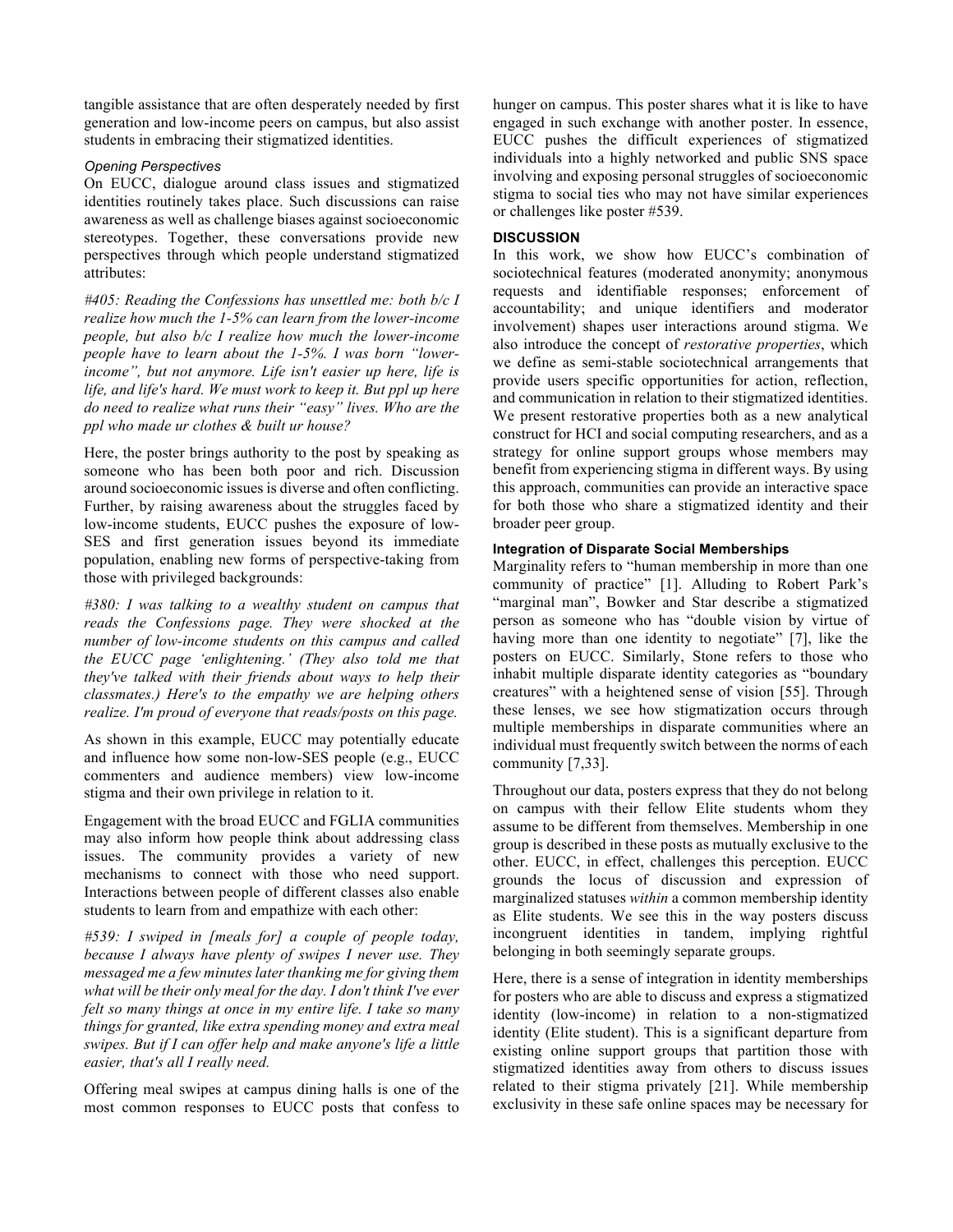tangible assistance that are often desperately needed by first generation and low-income peers on campus, but also assist students in embracing their stigmatized identities.

*Opening Perspectives*

On EUCC, dialogue around class issues and stigmatized identities routinely takes place. Such discussions can raise awareness as well as challenge biases against socioeconomic stereotypes. Together, these conversations provide new perspectives through which people understand stigmatized attributes:

*#405: Reading the Confessions has unsettled me: both b/c I realize how much the 1-5% can learn from the lower-income people, but also b/c I realize how much the lower-income people have to learn about the 1-5%. I was born "lower-income", but not anymore. Life isn't easier up here, life is life, and life's hard. We must work to keep it. But ppl up here do need to realize what runs their "easy" lives. Who are the ppl who made ur clothes & built ur house?*

Here, the poster brings authority to the post by speaking as someone who has been both poor and rich. Discussion around socioeconomic issues is diverse and often conflicting. Further, by raising awareness about the struggles faced by low-income students, EUCC pushes the exposure of low-SES and first generation issues beyond its immediate population, enabling new forms of perspective-taking from those with privileged backgrounds:

*#380: I was talking to a wealthy student on campus that reads the Confessions page. They were shocked at the number of low-income students on this campus and called the EUCC page 'enlightening.' (They also told me that they've talked with their friends about ways to help their classmates.) Here's to the empathy we are helping others realize. I'm proud of everyone that reads/posts on this page.*

As shown in this example, EUCC may potentially educate and influence how some non-low-SES people (e.g., EUCC commenters and audience members) view low-income stigma and their own privilege in relation to it.

Engagement with the broad EUCC and FGLIA communities may also inform how people think about addressing class issues. The community provides a variety of new mechanisms to connect with those who need support. Interactions between people of different classes also enable students to learn from and empathize with each other:

*#539: I swiped in [meals for] a couple of people today, because I always have plenty of swipes I never use. They messaged me a few minutes later thanking me for giving them what will be their only meal for the day. I don't think I've ever felt so many things at once in my entire life. I take so many things for granted, like extra spending money and extra meal swipes. But if I can offer help and make anyone's life a little easier, that's all I really need.*

Offering meal swipes at campus dining halls is one of the most common responses to EUCC posts that confess to hunger on campus. This poster shares what it is like to have engaged in such exchange with another poster. In essence, EUCC pushes the difficult experiences of stigmatized individuals into a highly networked and public SNS space involving and exposing personal struggles of socioeconomic stigma to social ties who may not have similar experiences or challenges like poster #539.

## DISCUSSION

In this work, we show how EUCC's combination of sociotechnical features (moderated anonymity; anonymous requests and identifiable responses; enforcement of accountability; and unique identifiers and moderator involvement) shapes user interactions around stigma. We also introduce the concept of *restorative properties*, which we define as semi-stable sociotechnical arrangements that provide users specific opportunities for action, reflection, and communication in relation to their stigmatized identities. We present restorative properties both as a new analytical construct for HCI and social computing researchers, and as a strategy for online support groups whose members may benefit from experiencing stigma in different ways. By using this approach, communities can provide an interactive space for both those who share a stigmatized identity and their broader peer group.

### Integration of Disparate Social Memberships

Marginality refers to "human membership in more than one community of practice" [1]. Alluding to Robert Park's "marginal man", Bowker and Star describe a stigmatized person as someone who has "double vision by virtue of having more than one identity to negotiate" [7], like the posters on EUCC. Similarly, Stone refers to those who inhabit multiple disparate identity categories as "boundary creatures" with a heightened sense of vision [55]. Through these lenses, we see how stigmatization occurs through multiple memberships in disparate communities where an individual must frequently switch between the norms of each community [7,33].

Throughout our data, posters express that they do not belong on campus with their fellow Elite students whom they assume to be different from themselves. Membership in one group is described in these posts as mutually exclusive to the other. EUCC, in effect, challenges this perception. EUCC grounds the locus of discussion and expression of marginalized statuses *within* a common membership identity as Elite students. We see this in the way posters discuss incongruent identities in tandem, implying rightful belonging in both seemingly separate groups.

Here, there is a sense of integration in identity memberships for posters who are able to discuss and express a stigmatized identity (low-income) in relation to a non-stigmatized identity (Elite student). This is a significant departure from existing online support groups that partition those with stigmatized identities away from others to discuss issues related to their stigma privately [21]. While membership exclusivity in these safe online spaces may be necessary for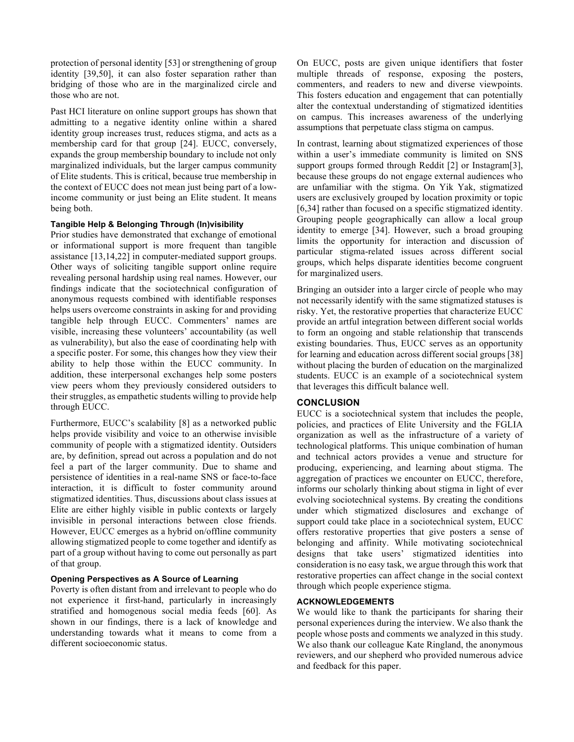protection of personal identity [53] or strengthening of group identity [39,50], it can also foster separation rather than bridging of those who are in the marginalized circle and those who are not.

Past HCI literature on online support groups has shown that admitting to a negative identity online within a shared identity group increases trust, reduces stigma, and acts as a membership card for that group [24]. EUCC, conversely, expands the group membership boundary to include not only marginalized individuals, but the larger campus community of Elite students. This is critical, because true membership in the context of EUCC does not mean just being part of a low-income community or just being an Elite student. It means being both.

#### Tangible Help & Belonging Through (In)visibility

Prior studies have demonstrated that exchange of emotional or informational support is more frequent than tangible assistance [13,14,22] in computer-mediated support groups. Other ways of soliciting tangible support online require revealing personal hardship using real names. However, our findings indicate that the sociotechnical configuration of anonymous requests combined with identifiable responses helps users overcome constraints in asking for and providing tangible help through EUCC. Commenters' names are visible, increasing these volunteers' accountability (as well as vulnerability), but also the ease of coordinating help with a specific poster. For some, this changes how they view their ability to help those within the EUCC community. In addition, these interpersonal exchanges help some posters view peers whom they previously considered outsiders to their struggles, as empathetic students willing to provide help through EUCC.

Furthermore, EUCC's scalability [8] as a networked public helps provide visibility and voice to an otherwise invisible community of people with a stigmatized identity. Outsiders are, by definition, spread out across a population and do not feel a part of the larger community. Due to shame and persistence of identities in a real-name SNS or face-to-face interaction, it is difficult to foster community around stigmatized identities. Thus, discussions about class issues at Elite are either highly visible in public contexts or largely invisible in personal interactions between close friends. However, EUCC emerges as a hybrid on/offline community allowing stigmatized people to come together and identify as part of a group without having to come out personally as part of that group.

#### Opening Perspectives as A Source of Learning

Poverty is often distant from and irrelevant to people who do not experience it first-hand, particularly in increasingly stratified and homogenous social media feeds [60]. As shown in our findings, there is a lack of knowledge and understanding towards what it means to come from a different socioeconomic status.

On EUCC, posts are given unique identifiers that foster multiple threads of response, exposing the posters, commenters, and readers to new and diverse viewpoints. This fosters education and engagement that can potentially alter the contextual understanding of stigmatized identities on campus. This increases awareness of the underlying assumptions that perpetuate class stigma on campus.

In contrast, learning about stigmatized experiences of those within a user's immediate community is limited on SNS support groups formed through Reddit [2] or Instagram[3], because these groups do not engage external audiences who are unfamiliar with the stigma. On Yik Yak, stigmatized users are exclusively grouped by location proximity or topic [6,34] rather than focused on a specific stigmatized identity. Grouping people geographically can allow a local group identity to emerge [34]. However, such a broad grouping limits the opportunity for interaction and discussion of particular stigma-related issues across different social groups, which helps disparate identities become congruent for marginalized users.

Bringing an outsider into a larger circle of people who may not necessarily identify with the same stigmatized statuses is risky. Yet, the restorative properties that characterize EUCC provide an artful integration between different social worlds to form an ongoing and stable relationship that transcends existing boundaries. Thus, EUCC serves as an opportunity for learning and education across different social groups [38] without placing the burden of education on the marginalized students. EUCC is an example of a sociotechnical system that leverages this difficult balance well.

## CONCLUSION

EUCC is a sociotechnical system that includes the people, policies, and practices of Elite University and the FGLIA organization as well as the infrastructure of a variety of technological platforms. This unique combination of human and technical actors provides a venue and structure for producing, experiencing, and learning about stigma. The aggregation of practices we encounter on EUCC, therefore, informs our scholarly thinking about stigma in light of ever evolving sociotechnical systems. By creating the conditions under which stigmatized disclosures and exchange of support could take place in a sociotechnical system, EUCC offers restorative properties that give posters a sense of belonging and affinity. While motivating sociotechnical designs that take users' stigmatized identities into consideration is no easy task, we argue through this work that restorative properties can affect change in the social context through which people experience stigma.

## ACKNOWLEDGEMENTS

We would like to thank the participants for sharing their personal experiences during the interview. We also thank the people whose posts and comments we analyzed in this study. We also thank our colleague Kate Ringland, the anonymous reviewers, and our shepherd who provided numerous advice and feedback for this paper.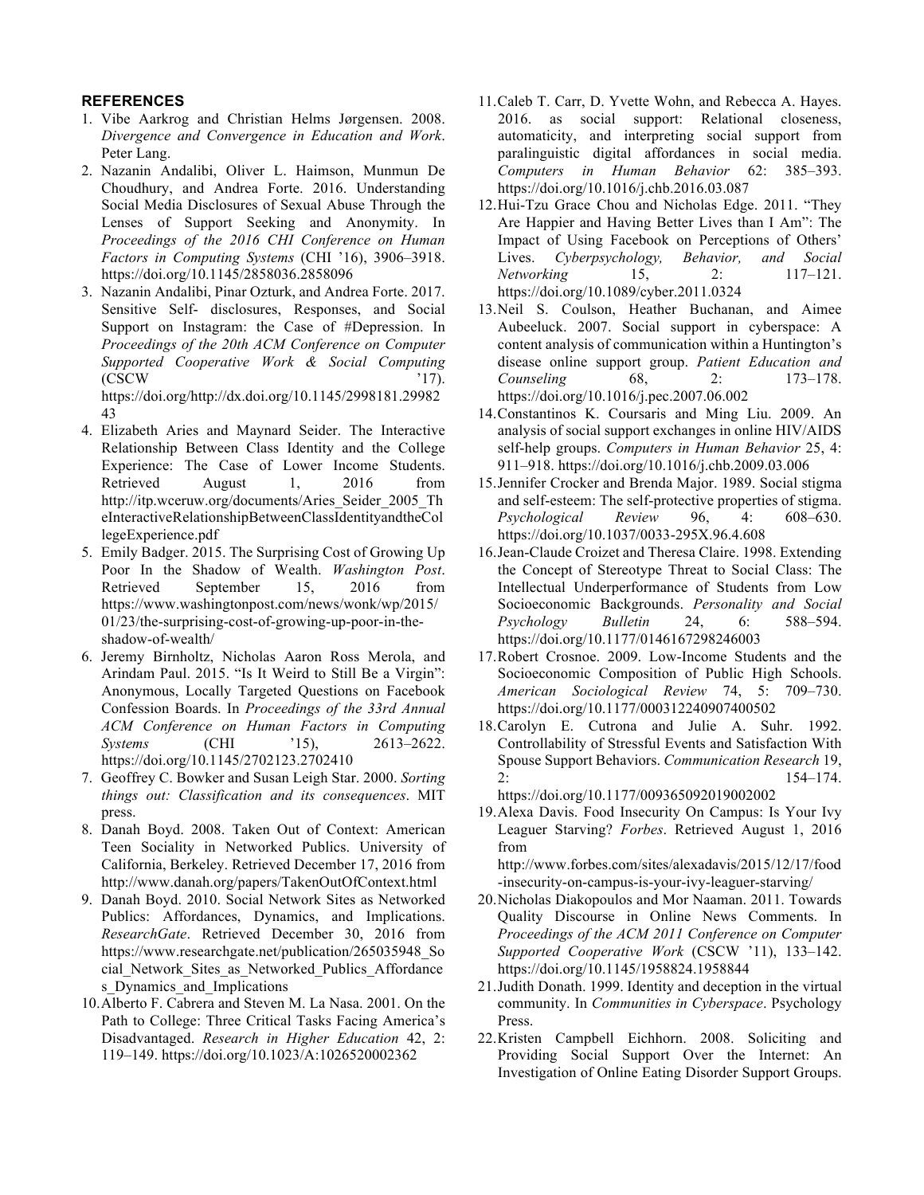## REFERENCES

1. Vibe Aarkrog and Christian Helms Jørgensen. 2008. *Divergence and Convergence in Education and Work*. Peter Lang.
2. Nazanin Andalibi, Oliver L. Haimson, Munmun De Choudhury, and Andrea Forte. 2016. Understanding Social Media Disclosures of Sexual Abuse Through the Lenses of Support Seeking and Anonymity. In *Proceedings of the 2016 CHI Conference on Human Factors in Computing Systems* (CHI '16), 3906–3918. https://doi.org/10.1145/2858036.2858096
3. Nazanin Andalibi, Pinar Ozturk, and Andrea Forte. 2017. Sensitive Self- disclosures, Responses, and Social Support on Instagram: the Case of #Depression. In *Proceedings of the 20th ACM Conference on Computer Supported Cooperative Work & Social Computing* (CSCW '17). https://doi.org/http://dx.doi.org/10.1145/2998181.2998243
4. Elizabeth Aries and Maynard Seider. The Interactive Relationship Between Class Identity and the College Experience: The Case of Lower Income Students. Retrieved August 1, 2016 from http://itp.wceruw.org/documents/Aries_Seider_2005_TheInteractiveRelationshipBetweenClassIdentityandtheCollegeExperience.pdf
5. Emily Badger. 2015. The Surprising Cost of Growing Up Poor In the Shadow of Wealth. *Washington Post*. Retrieved September 15, 2016 from https://www.washingtonpost.com/news/wonk/wp/2015/01/23/the-surprising-cost-of-growing-up-poor-in-the-shadow-of-wealth/
6. Jeremy Birnholtz, Nicholas Aaron Ross Merola, and Arindam Paul. 2015. "Is It Weird to Still Be a Virgin": Anonymous, Locally Targeted Questions on Facebook Confession Boards. In *Proceedings of the 33rd Annual ACM Conference on Human Factors in Computing Systems* (CHI '15), 2613–2622. https://doi.org/10.1145/2702123.2702410
7. Geoffrey C. Bowker and Susan Leigh Star. 2000. *Sorting things out: Classification and its consequences*. MIT press.
8. Danah Boyd. 2008. Taken Out of Context: American Teen Sociality in Networked Publics. University of California, Berkeley. Retrieved December 17, 2016 from http://www.danah.org/papers/TakenOutOfContext.html
9. Danah Boyd. 2010. Social Network Sites as Networked Publics: Affordances, Dynamics, and Implications. *ResearchGate*. Retrieved December 30, 2016 from https://www.researchgate.net/publication/265035948_Social_Network_Sites_as_Networked_Publics_Affordances_Dynamics_and_Implications
10. Alberto F. Cabrera and Steven M. La Nasa. 2001. On the Path to College: Three Critical Tasks Facing America's Disadvantaged. *Research in Higher Education* 42, 2: 119–149. https://doi.org/10.1023/A:1026520002362
11. Caleb T. Carr, D. Yvette Wohn, and Rebecca A. Hayes. 2016. as social support: Relational closeness, automaticity, and interpreting social support from paralinguistic digital affordances in social media. *Computers in Human Behavior* 62: 385–393. https://doi.org/10.1016/j.chb.2016.03.087
12. Hui-Tzu Grace Chou and Nicholas Edge. 2011. "They Are Happier and Having Better Lives than I Am": The Impact of Using Facebook on Perceptions of Others' Lives. *Cyberpsychology, Behavior, and Social Networking* 15, 2: 117–121. https://doi.org/10.1089/cyber.2011.0324
13. Neil S. Coulson, Heather Buchanan, and Aimee Aubeeluck. 2007. Social support in cyberspace: A content analysis of communication within a Huntington's disease online support group. *Patient Education and Counseling* 68, 2: 173–178. https://doi.org/10.1016/j.pec.2007.06.002
14. Constantinos K. Coursaris and Ming Liu. 2009. An analysis of social support exchanges in online HIV/AIDS self-help groups. *Computers in Human Behavior* 25, 4: 911–918. https://doi.org/10.1016/j.chb.2009.03.006
15. Jennifer Crocker and Brenda Major. 1989. Social stigma and self-esteem: The self-protective properties of stigma. *Psychological Review* 96, 4: 608–630. https://doi.org/10.1037/0033-295X.96.4.608
16. Jean-Claude Croizet and Theresa Claire. 1998. Extending the Concept of Stereotype Threat to Social Class: The Intellectual Underperformance of Students from Low Socioeconomic Backgrounds. *Personality and Social Psychology Bulletin* 24, 6: 588–594. https://doi.org/10.1177/0146167298246003
17. Robert Crosnoe. 2009. Low-Income Students and the Socioeconomic Composition of Public High Schools. *American Sociological Review* 74, 5: 709–730. https://doi.org/10.1177/000312240907400502
18. Carolyn E. Cutrona and Julie A. Suhr. 1992. Controllability of Stressful Events and Satisfaction With Spouse Support Behaviors. *Communication Research* 19, 2: 154–174. https://doi.org/10.1177/009365092019002002
19. Alexa Davis. Food Insecurity On Campus: Is Your Ivy Leaguer Starving? *Forbes*. Retrieved August 1, 2016 from http://www.forbes.com/sites/alexadavis/2015/12/17/food-insecurity-on-campus-is-your-ivy-leaguer-starving/
20. Nicholas Diakopoulos and Mor Naaman. 2011. Towards Quality Discourse in Online News Comments. In *Proceedings of the ACM 2011 Conference on Computer Supported Cooperative Work* (CSCW '11), 133–142. https://doi.org/10.1145/1958824.1958844
21. Judith Donath. 1999. Identity and deception in the virtual community. In *Communities in Cyberspace*. Psychology Press.
22. Kristen Campbell Eichhorn. 2008. Soliciting and Providing Social Support Over the Internet: An Investigation of Online Eating Disorder Support Groups.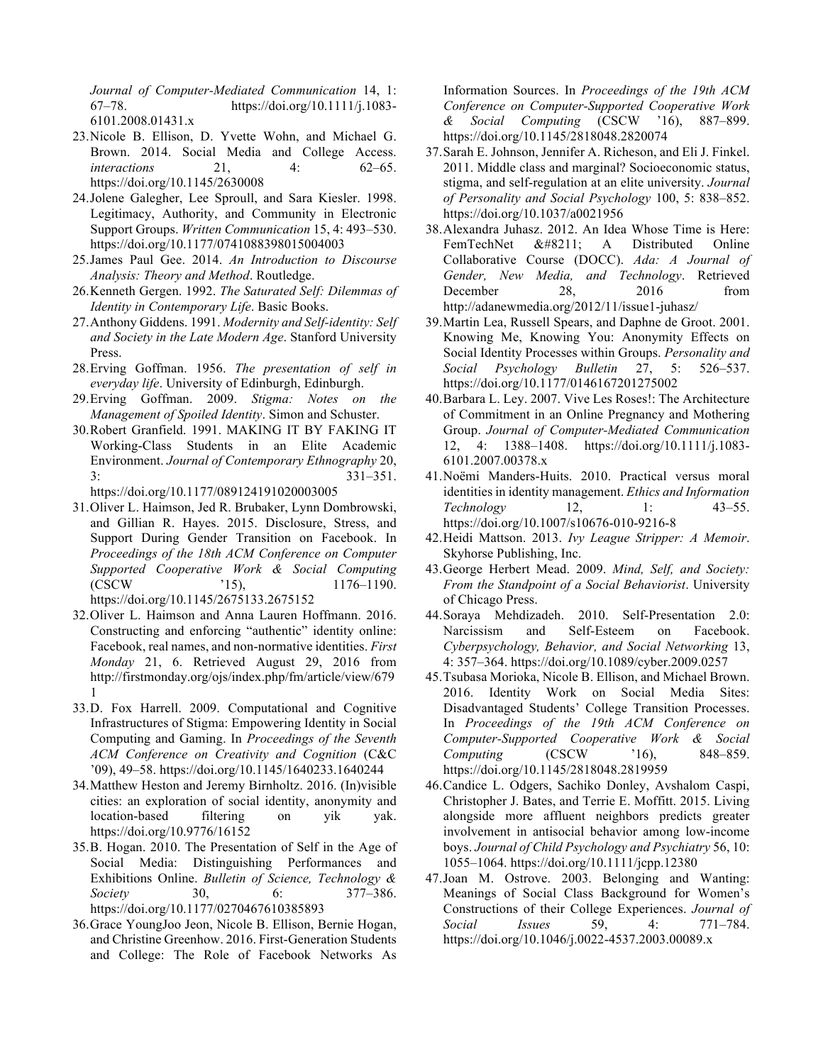*Journal of Computer-Mediated Communication* 14, 1: 67–78. https://doi.org/10.1111/j.1083-6101.2008.01431.x

23. Nicole B. Ellison, D. Yvette Wohn, and Michael G. Brown. 2014. Social Media and College Access. *interactions* 21, 4: 62–65. https://doi.org/10.1145/2630008
24. Jolene Galegher, Lee Sproull, and Sara Kiesler. 1998. Legitimacy, Authority, and Community in Electronic Support Groups. *Written Communication* 15, 4: 493–530. https://doi.org/10.1177/0741088398015004003
25. James Paul Gee. 2014. *An Introduction to Discourse Analysis: Theory and Method*. Routledge.
26. Kenneth Gergen. 1992. *The Saturated Self: Dilemmas of Identity in Contemporary Life*. Basic Books.
27. Anthony Giddens. 1991. *Modernity and Self-identity: Self and Society in the Late Modern Age*. Stanford University Press.
28. Erving Goffman. 1956. *The presentation of self in everyday life*. University of Edinburgh, Edinburgh.
29. Erving Goffman. 2009. *Stigma: Notes on the Management of Spoiled Identity*. Simon and Schuster.
30. Robert Granfield. 1991. MAKING IT BY FAKING IT Working-Class Students in an Elite Academic Environment. *Journal of Contemporary Ethnography* 20, 3: 331–351. https://doi.org/10.1177/089124191020003005
31. Oliver L. Haimson, Jed R. Brubaker, Lynn Dombrowski, and Gillian R. Hayes. 2015. Disclosure, Stress, and Support During Gender Transition on Facebook. In *Proceedings of the 18th ACM Conference on Computer Supported Cooperative Work & Social Computing* (CSCW '15), 1176–1190. https://doi.org/10.1145/2675133.2675152
32. Oliver L. Haimson and Anna Lauren Hoffmann. 2016. Constructing and enforcing "authentic" identity online: Facebook, real names, and non-normative identities. *First Monday* 21, 6. Retrieved August 29, 2016 from http://firstmonday.org/ojs/index.php/fm/article/view/6791
33. D. Fox Harrell. 2009. Computational and Cognitive Infrastructures of Stigma: Empowering Identity in Social Computing and Gaming. In *Proceedings of the Seventh ACM Conference on Creativity and Cognition* (C&C '09), 49–58. https://doi.org/10.1145/1640233.1640244
34. Matthew Heston and Jeremy Birnholtz. 2016. (In)visible cities: an exploration of social identity, anonymity and location-based filtering on yik yak. https://doi.org/10.9776/16152
35. B. Hogan. 2010. The Presentation of Self in the Age of Social Media: Distinguishing Performances and Exhibitions Online. *Bulletin of Science, Technology & Society* 30, 6: 377–386. https://doi.org/10.1177/0270467610385893
36. Grace YoungJoo Jeon, Nicole B. Ellison, Bernie Hogan, and Christine Greenhow. 2016. First-Generation Students and College: The Role of Facebook Networks As Information Sources. In *Proceedings of the 19th ACM Conference on Computer-Supported Cooperative Work & Social Computing* (CSCW '16), 887–899. https://doi.org/10.1145/2818048.2820074
37. Sarah E. Johnson, Jennifer A. Richeson, and Eli J. Finkel. 2011. Middle class and marginal? Socioeconomic status, stigma, and self-regulation at an elite university. *Journal of Personality and Social Psychology* 100, 5: 838–852. https://doi.org/10.1037/a0021956
38. Alexandra Juhasz. 2012. An Idea Whose Time is Here: FemTechNet &#8211; A Distributed Online Collaborative Course (DOCC). *Ada: A Journal of Gender, New Media, and Technology*. Retrieved December 28, 2016 from http://adanewmedia.org/2012/11/issue1-juhasz/
39. Martin Lea, Russell Spears, and Daphne de Groot. 2001. Knowing Me, Knowing You: Anonymity Effects on Social Identity Processes within Groups. *Personality and Social Psychology Bulletin* 27, 5: 526–537. https://doi.org/10.1177/0146167201275002
40. Barbara L. Ley. 2007. Vive Les Roses!: The Architecture of Commitment in an Online Pregnancy and Mothering Group. *Journal of Computer-Mediated Communication* 12, 4: 1388–1408. https://doi.org/10.1111/j.1083-6101.2007.00378.x
41. Noëmi Manders-Huits. 2010. Practical versus moral identities in identity management. *Ethics and Information Technology* 12, 1: 43–55. https://doi.org/10.1007/s10676-010-9216-8
42. Heidi Mattson. 2013. *Ivy League Stripper: A Memoir*. Skyhorse Publishing, Inc.
43. George Herbert Mead. 2009. *Mind, Self, and Society: From the Standpoint of a Social Behaviorist*. University of Chicago Press.
44. Soraya Mehdizadeh. 2010. Self-Presentation 2.0: Narcissism and Self-Esteem on Facebook. *Cyberpsychology, Behavior, and Social Networking* 13, 4: 357–364. https://doi.org/10.1089/cyber.2009.0257
45. Tsubasa Morioka, Nicole B. Ellison, and Michael Brown. 2016. Identity Work on Social Media Sites: Disadvantaged Students' College Transition Processes. In *Proceedings of the 19th ACM Conference on Computer-Supported Cooperative Work & Social Computing* (CSCW '16), 848–859. https://doi.org/10.1145/2818048.2819959
46. Candice L. Odgers, Sachiko Donley, Avshalom Caspi, Christopher J. Bates, and Terrie E. Moffitt. 2015. Living alongside more affluent neighbors predicts greater involvement in antisocial behavior among low-income boys. *Journal of Child Psychology and Psychiatry* 56, 10: 1055–1064. https://doi.org/10.1111/jcpp.12380
47. Joan M. Ostrove. 2003. Belonging and Wanting: Meanings of Social Class Background for Women's Constructions of their College Experiences. *Journal of Social Issues* 59, 4: 771–784. https://doi.org/10.1046/j.0022-4537.2003.00089.x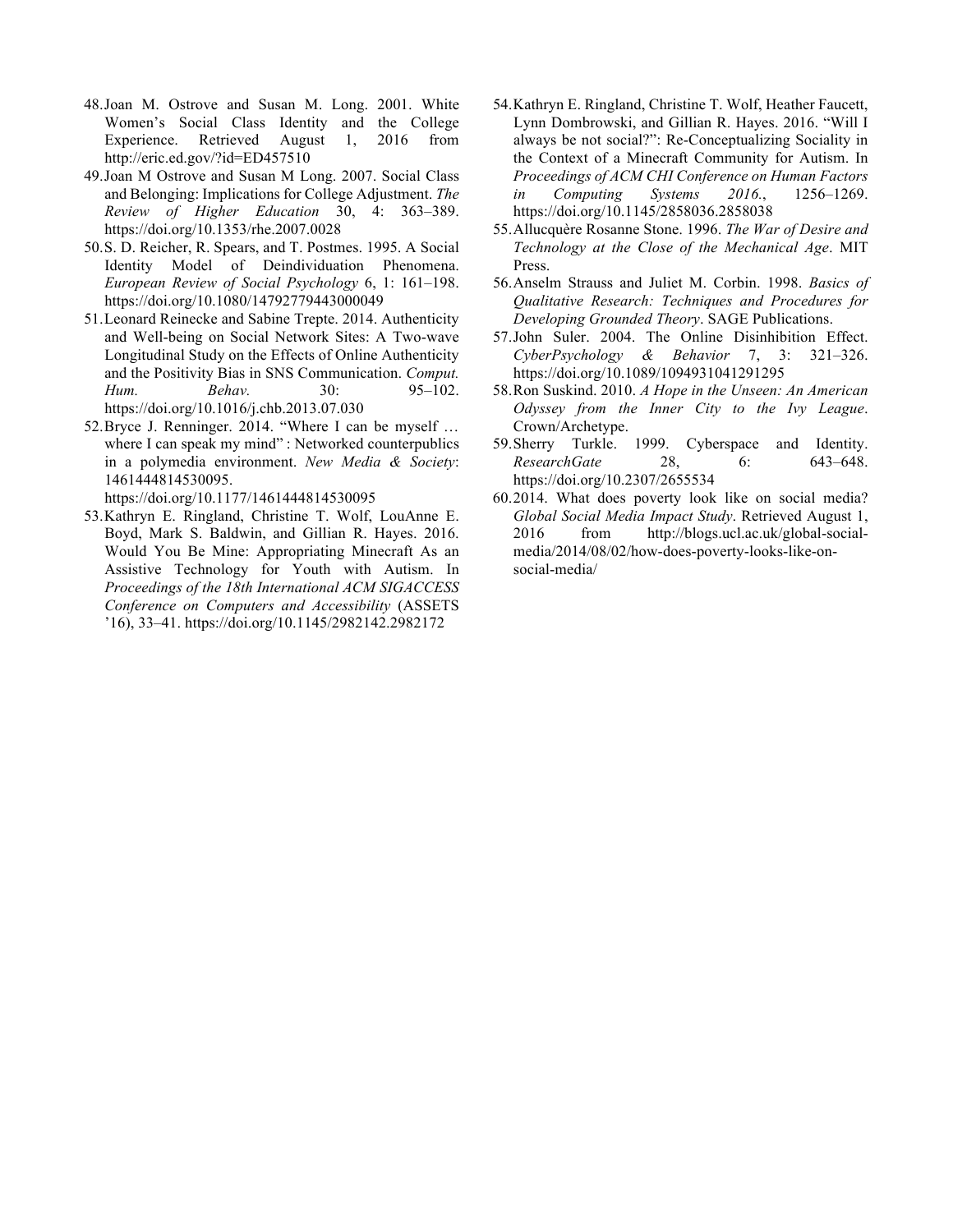48. Joan M. Ostrove and Susan M. Long. 2001. White Women's Social Class Identity and the College Experience. Retrieved August 1, 2016 from http://eric.ed.gov/?id=ED457510
49. Joan M Ostrove and Susan M Long. 2007. Social Class and Belonging: Implications for College Adjustment. *The Review of Higher Education* 30, 4: 363–389. https://doi.org/10.1353/rhe.2007.0028
50. S. D. Reicher, R. Spears, and T. Postmes. 1995. A Social Identity Model of Deindividuation Phenomena. *European Review of Social Psychology* 6, 1: 161–198. https://doi.org/10.1080/14792779443000049
51. Leonard Reinecke and Sabine Trepte. 2014. Authenticity and Well-being on Social Network Sites: A Two-wave Longitudinal Study on the Effects of Online Authenticity and the Positivity Bias in SNS Communication. *Comput. Hum. Behav.* 30: 95–102. https://doi.org/10.1016/j.chb.2013.07.030
52. Bryce J. Renninger. 2014. "Where I can be myself … where I can speak my mind" : Networked counterpublics in a polymedia environment. *New Media & Society*: 1461444814530095. https://doi.org/10.1177/1461444814530095
53. Kathryn E. Ringland, Christine T. Wolf, LouAnne E. Boyd, Mark S. Baldwin, and Gillian R. Hayes. 2016. Would You Be Mine: Appropriating Minecraft As an Assistive Technology for Youth with Autism. In *Proceedings of the 18th International ACM SIGACCESS Conference on Computers and Accessibility* (ASSETS '16), 33–41. https://doi.org/10.1145/2982142.2982172
54. Kathryn E. Ringland, Christine T. Wolf, Heather Faucett, Lynn Dombrowski, and Gillian R. Hayes. 2016. "Will I always be not social?": Re-Conceptualizing Sociality in the Context of a Minecraft Community for Autism. In *Proceedings of ACM CHI Conference on Human Factors in Computing Systems 2016.*, 1256–1269. https://doi.org/10.1145/2858036.2858038
55. Allucquère Rosanne Stone. 1996. *The War of Desire and Technology at the Close of the Mechanical Age*. MIT Press.
56. Anselm Strauss and Juliet M. Corbin. 1998. *Basics of Qualitative Research: Techniques and Procedures for Developing Grounded Theory*. SAGE Publications.
57. John Suler. 2004. The Online Disinhibition Effect. *CyberPsychology & Behavior* 7, 3: 321–326. https://doi.org/10.1089/1094931041291295
58. Ron Suskind. 2010. *A Hope in the Unseen: An American Odyssey from the Inner City to the Ivy League*. Crown/Archetype.
59. Sherry Turkle. 1999. Cyberspace and Identity. *ResearchGate* 28, 6: 643–648. https://doi.org/10.2307/2655534
60. 2014. What does poverty look like on social media? *Global Social Media Impact Study*. Retrieved August 1, 2016 from http://blogs.ucl.ac.uk/global-social-media/2014/08/02/how-does-poverty-looks-like-on-social-media/